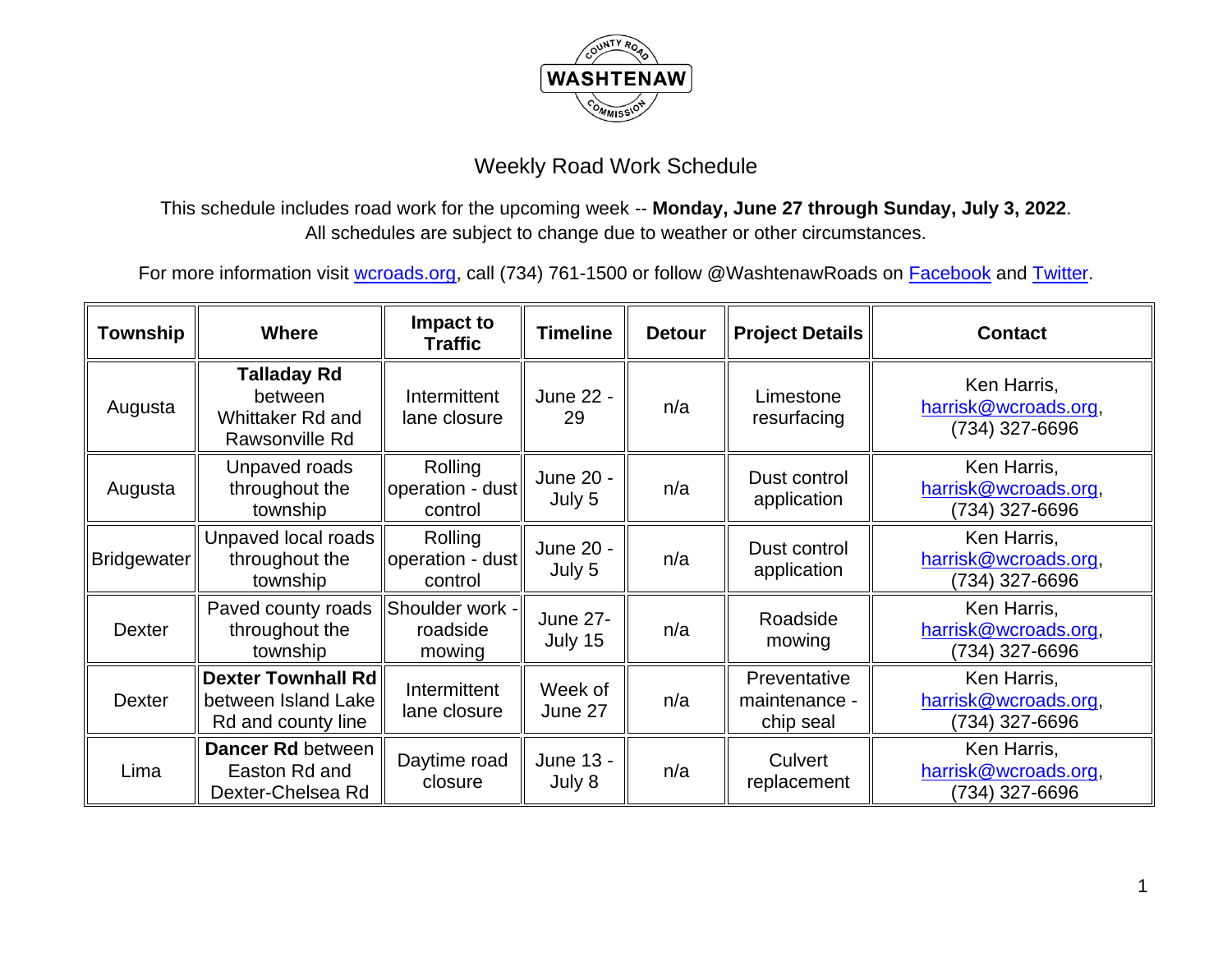# Weekly Road Work Schedule

This schedule includes road work for the upcoming week -- **Monday, June 27 through Sunday, July 3, 2022**. All schedules are subject to change due to weather or other circumstances.

For more information visit wcroads.org, call (734) 761-1500 or follow @WashtenawRoads on Facebook and Twitter.

| Township | Where | Impact to Traffic | Timeline | Detour | Project Details | Contact |
|---|---|---|---|---|---|---|
| Augusta | **Talladay Rd** between Whittaker Rd and Rawsonville Rd | Intermittent lane closure | June 22 - 29 | n/a | Limestone resurfacing | Ken Harris, harrisk@wcroads.org, (734) 327-6696 |
| Augusta | Unpaved roads throughout the township | Rolling operation - dust control | June 20 - July 5 | n/a | Dust control application | Ken Harris, harrisk@wcroads.org, (734) 327-6696 |
| Bridgewater | Unpaved local roads throughout the township | Rolling operation - dust control | June 20 - July 5 | n/a | Dust control application | Ken Harris, harrisk@wcroads.org, (734) 327-6696 |
| Dexter | Paved county roads throughout the township | Shoulder work - roadside mowing | June 27- July 15 | n/a | Roadside mowing | Ken Harris, harrisk@wcroads.org, (734) 327-6696 |
| Dexter | **Dexter Townhall Rd** between Island Lake Rd and county line | Intermittent lane closure | Week of June 27 | n/a | Preventative maintenance - chip seal | Ken Harris, harrisk@wcroads.org, (734) 327-6696 |
| Lima | **Dancer Rd** between Easton Rd and Dexter-Chelsea Rd | Daytime road closure | June 13 - July 8 | n/a | Culvert replacement | Ken Harris, harrisk@wcroads.org, (734) 327-6696 |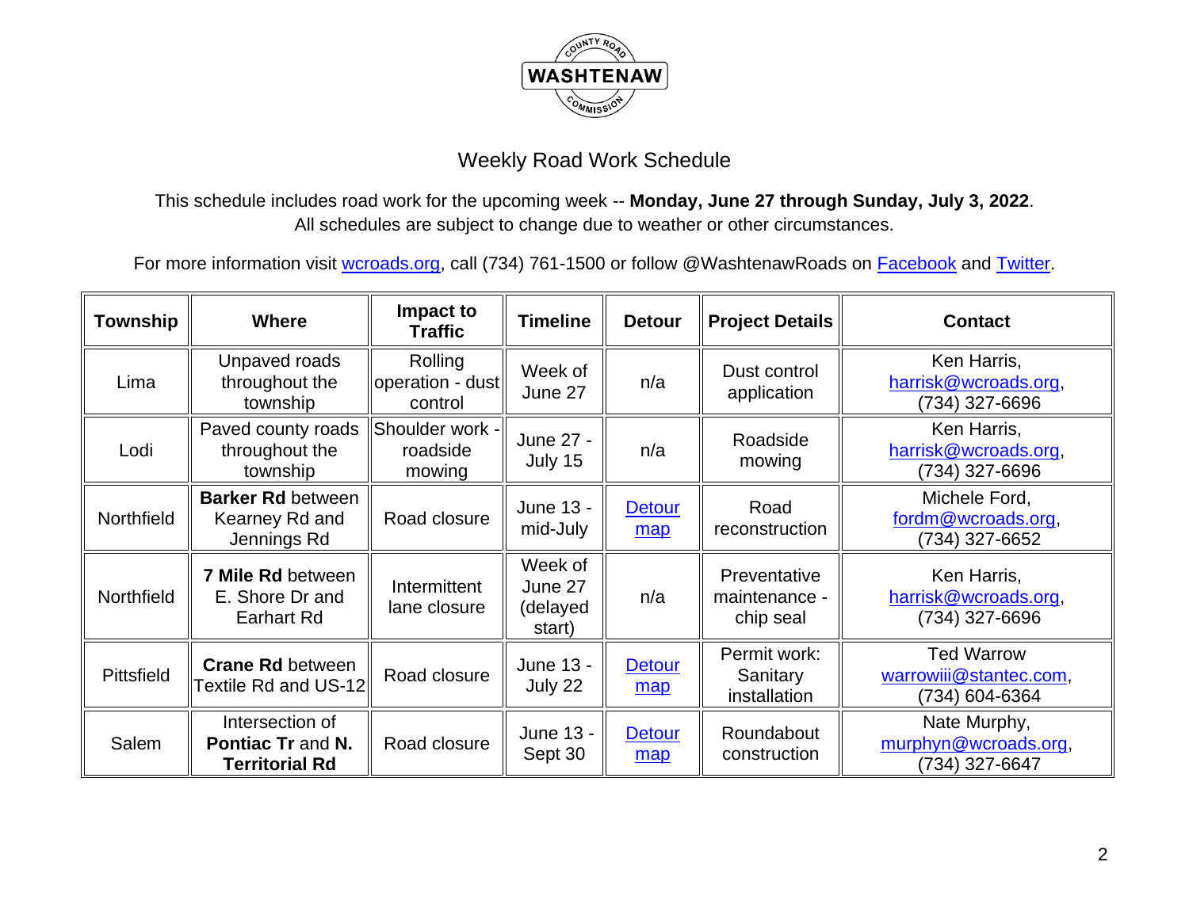# Weekly Road Work Schedule

This schedule includes road work for the upcoming week -- **Monday, June 27 through Sunday, July 3, 2022**.
All schedules are subject to change due to weather or other circumstances.

For more information visit wcroads.org, call (734) 761-1500 or follow @WashtenawRoads on Facebook and Twitter.

| Township | Where | Impact to Traffic | Timeline | Detour | Project Details | Contact |
|---|---|---|---|---|---|---|
| Lima | Unpaved roads throughout the township | Rolling operation - dust control | Week of June 27 | n/a | Dust control application | Ken Harris, harrisk@wcroads.org, (734) 327-6696 |
| Lodi | Paved county roads throughout the township | Shoulder work - roadside mowing | June 27 - July 15 | n/a | Roadside mowing | Ken Harris, harrisk@wcroads.org, (734) 327-6696 |
| Northfield | **Barker Rd** between Kearney Rd and Jennings Rd | Road closure | June 13 - mid-July | Detour map | Road reconstruction | Michele Ford, fordm@wcroads.org, (734) 327-6652 |
| Northfield | **7 Mile Rd** between E. Shore Dr and Earhart Rd | Intermittent lane closure | Week of June 27 (delayed start) | n/a | Preventative maintenance - chip seal | Ken Harris, harrisk@wcroads.org, (734) 327-6696 |
| Pittsfield | **Crane Rd** between Textile Rd and US-12 | Road closure | June 13 - July 22 | Detour map | Permit work: Sanitary installation | Ted Warrow warrowiii@stantec.com, (734) 604-6364 |
| Salem | Intersection of **Pontiac Tr** and **N. Territorial Rd** | Road closure | June 13 - Sept 30 | Detour map | Roundabout construction | Nate Murphy, murphyn@wcroads.org, (734) 327-6647 |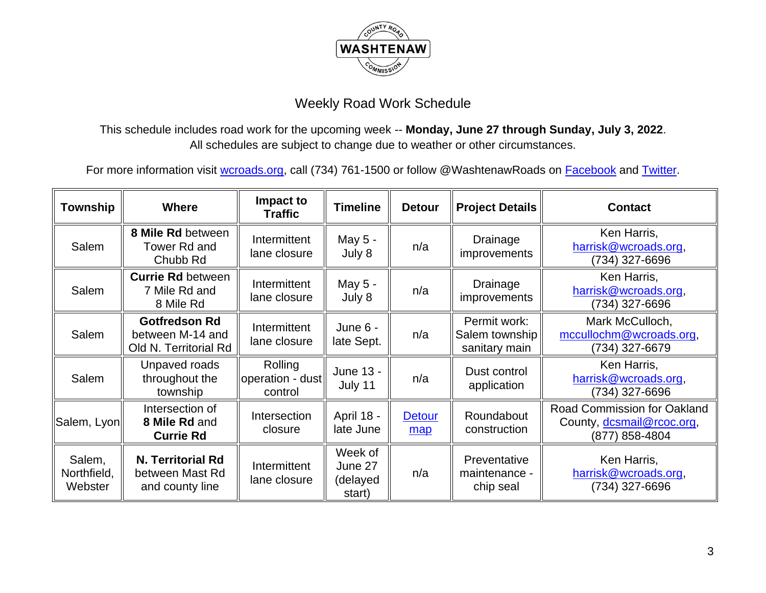WASHTENAW COUNTY ROAD COMMISSION

# Weekly Road Work Schedule

This schedule includes road work for the upcoming week -- **Monday, June 27 through Sunday, July 3, 2022**.
All schedules are subject to change due to weather or other circumstances.

For more information visit wcroads.org, call (734) 761-1500 or follow @WashtenawRoads on Facebook and Twitter.

| Township | Where | Impact to Traffic | Timeline | Detour | Project Details | Contact |
|---|---|---|---|---|---|---|
| Salem | **8 Mile Rd** between Tower Rd and Chubb Rd | Intermittent lane closure | May 5 - July 8 | n/a | Drainage improvements | Ken Harris, harrisk@wcroads.org, (734) 327-6696 |
| Salem | **Currie Rd** between 7 Mile Rd and 8 Mile Rd | Intermittent lane closure | May 5 - July 8 | n/a | Drainage improvements | Ken Harris, harrisk@wcroads.org, (734) 327-6696 |
| Salem | **Gotfredson Rd** between M-14 and Old N. Territorial Rd | Intermittent lane closure | June 6 - late Sept. | n/a | Permit work: Salem township sanitary main | Mark McCulloch, mccullochm@wcroads.org, (734) 327-6679 |
| Salem | Unpaved roads throughout the township | Rolling operation - dust control | June 13 - July 11 | n/a | Dust control application | Ken Harris, harrisk@wcroads.org, (734) 327-6696 |
| Salem, Lyon | Intersection of **8 Mile Rd** and **Currie Rd** | Intersection closure | April 18 - late June | Detour map | Roundabout construction | Road Commission for Oakland County, dcsmail@rcoc.org, (877) 858-4804 |
| Salem, Northfield, Webster | **N. Territorial Rd** between Mast Rd and county line | Intermittent lane closure | Week of June 27 (delayed start) | n/a | Preventative maintenance - chip seal | Ken Harris, harrisk@wcroads.org, (734) 327-6696 |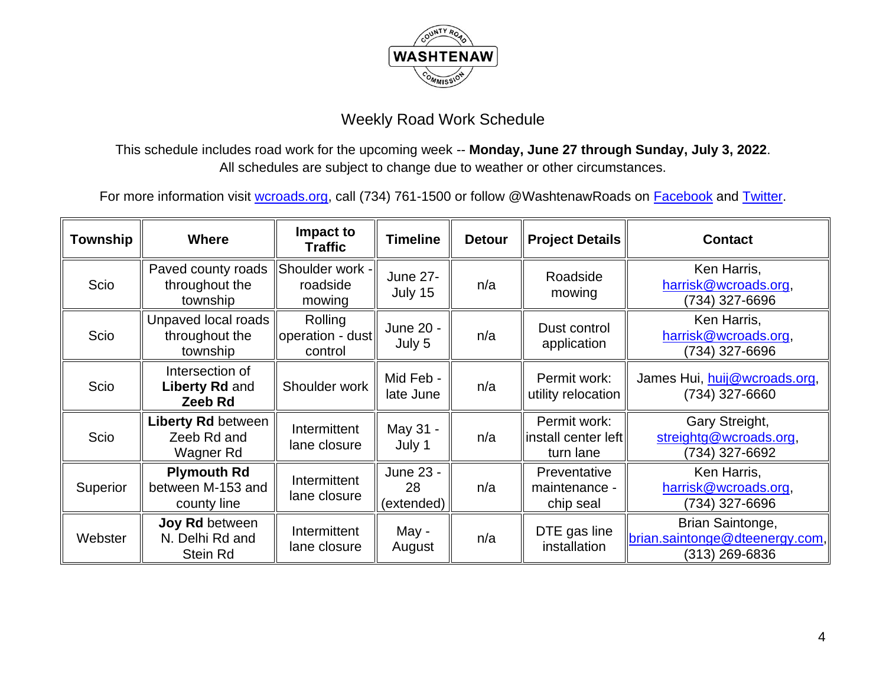WASHTENAW COUNTY ROAD COMMISSION

# Weekly Road Work Schedule

This schedule includes road work for the upcoming week -- **Monday, June 27 through Sunday, July 3, 2022**.
All schedules are subject to change due to weather or other circumstances.

For more information visit wcroads.org, call (734) 761-1500 or follow @WashtenawRoads on Facebook and Twitter.

| Township | Where | Impact to Traffic | Timeline | Detour | Project Details | Contact |
|---|---|---|---|---|---|---|
| Scio | Paved county roads throughout the township | Shoulder work - roadside mowing | June 27-July 15 | n/a | Roadside mowing | Ken Harris, harrisk@wcroads.org, (734) 327-6696 |
| Scio | Unpaved local roads throughout the township | Rolling operation - dust control | June 20 - July 5 | n/a | Dust control application | Ken Harris, harrisk@wcroads.org, (734) 327-6696 |
| Scio | Intersection of **Liberty Rd** and **Zeeb Rd** | Shoulder work | Mid Feb - late June | n/a | Permit work: utility relocation | James Hui, huij@wcroads.org, (734) 327-6660 |
| Scio | **Liberty Rd** between Zeeb Rd and Wagner Rd | Intermittent lane closure | May 31 - July 1 | n/a | Permit work: install center left turn lane | Gary Streight, streightg@wcroads.org, (734) 327-6692 |
| Superior | **Plymouth Rd** between M-153 and county line | Intermittent lane closure | June 23 - 28 (extended) | n/a | Preventative maintenance - chip seal | Ken Harris, harrisk@wcroads.org, (734) 327-6696 |
| Webster | **Joy Rd** between N. Delhi Rd and Stein Rd | Intermittent lane closure | May - August | n/a | DTE gas line installation | Brian Saintonge, brian.saintonge@dteenergy.com, (313) 269-6836 |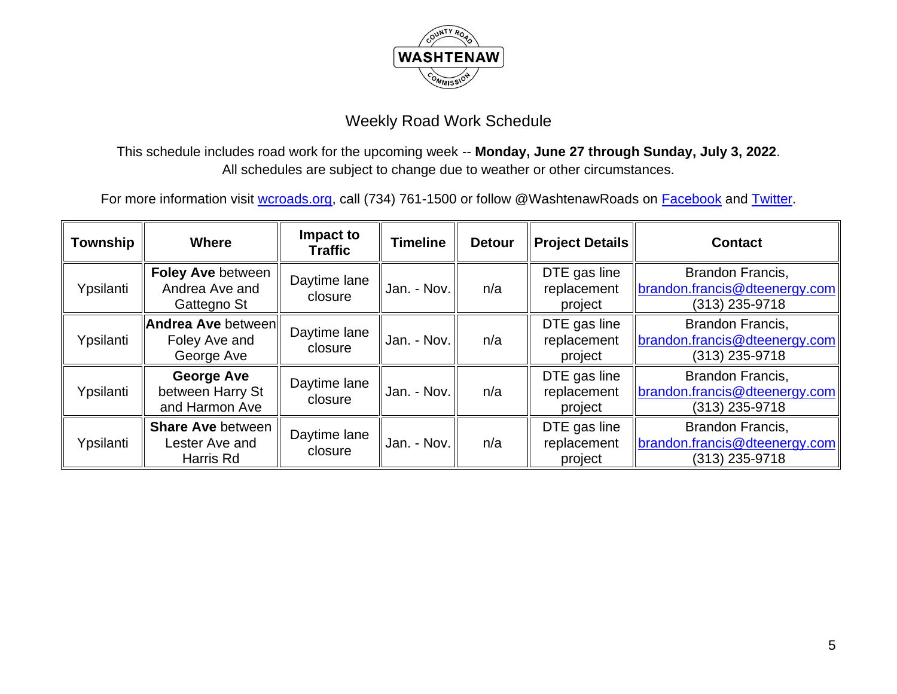WASHTENAW COUNTY ROAD COMMISSION

Weekly Road Work Schedule

This schedule includes road work for the upcoming week -- **Monday, June 27 through Sunday, July 3, 2022**.
All schedules are subject to change due to weather or other circumstances.

For more information visit wcroads.org, call (734) 761-1500 or follow @WashtenawRoads on Facebook and Twitter.

| Township | Where | Impact to Traffic | Timeline | Detour | Project Details | Contact |
|---|---|---|---|---|---|---|
| Ypsilanti | **Foley Ave** between Andrea Ave and Gattegno St | Daytime lane closure | Jan. - Nov. | n/a | DTE gas line replacement project | Brandon Francis, brandon.francis@dteenergy.com (313) 235-9718 |
| Ypsilanti | **Andrea Ave** between Foley Ave and George Ave | Daytime lane closure | Jan. - Nov. | n/a | DTE gas line replacement project | Brandon Francis, brandon.francis@dteenergy.com (313) 235-9718 |
| Ypsilanti | **George Ave** between Harry St and Harmon Ave | Daytime lane closure | Jan. - Nov. | n/a | DTE gas line replacement project | Brandon Francis, brandon.francis@dteenergy.com (313) 235-9718 |
| Ypsilanti | **Share Ave** between Lester Ave and Harris Rd | Daytime lane closure | Jan. - Nov. | n/a | DTE gas line replacement project | Brandon Francis, brandon.francis@dteenergy.com (313) 235-9718 |